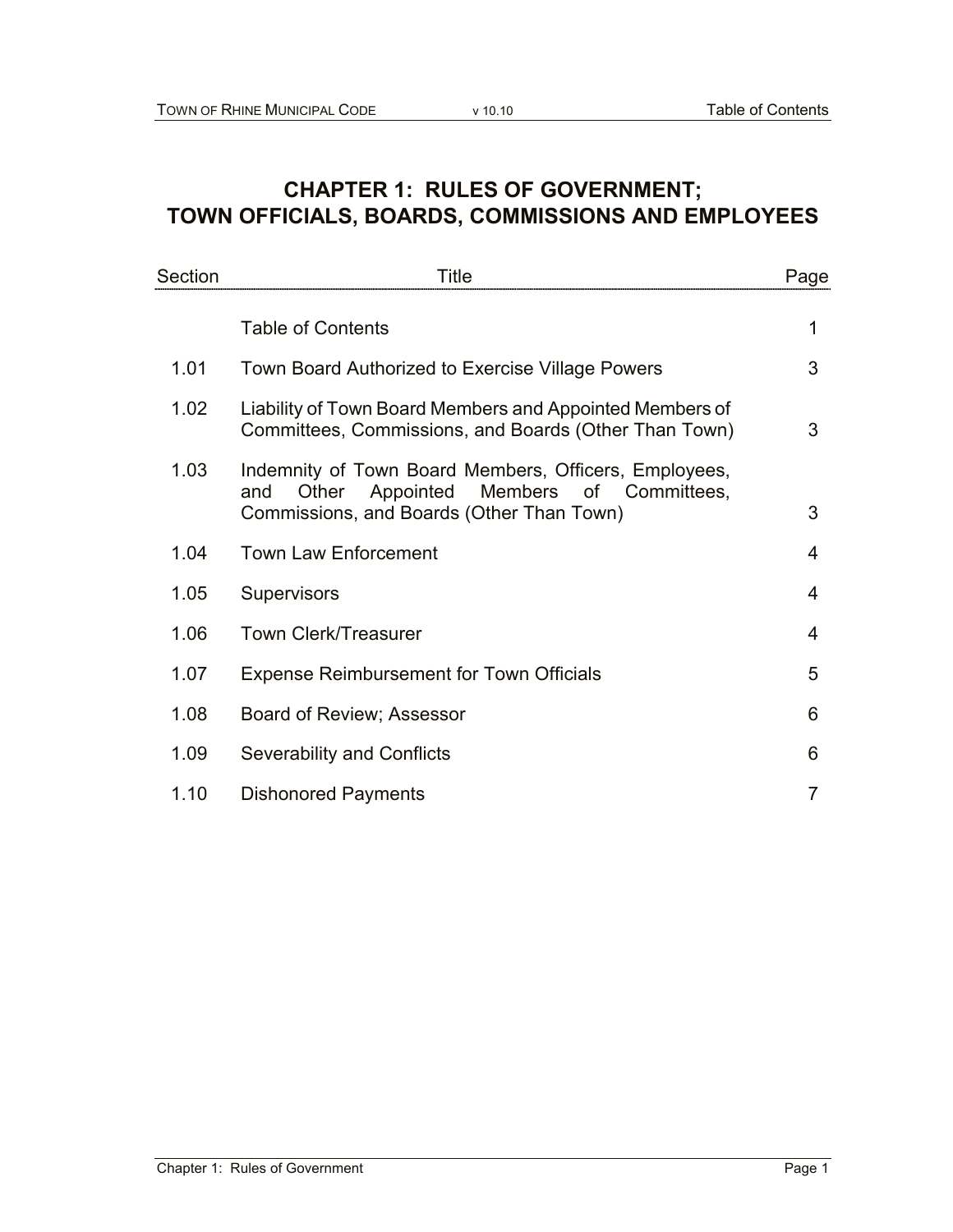# CHAPTER 1: RULES OF GOVERNMENT; TOWN OFFICIALS, BOARDS, COMMISSIONS AND EMPLOYEES

| Section | Title | Page |
|---|---|---|
| | Table of Contents | 1 |
| 1.01 | Town Board Authorized to Exercise Village Powers | 3 |
| 1.02 | Liability of Town Board Members and Appointed Members of Committees, Commissions, and Boards (Other Than Town) | 3 |
| 1.03 | Indemnity of Town Board Members, Officers, Employees, and Other Appointed Members of Committees, Commissions, and Boards (Other Than Town) | 3 |
| 1.04 | Town Law Enforcement | 4 |
| 1.05 | Supervisors | 4 |
| 1.06 | Town Clerk/Treasurer | 4 |
| 1.07 | Expense Reimbursement for Town Officials | 5 |
| 1.08 | Board of Review; Assessor | 6 |
| 1.09 | Severability and Conflicts | 6 |
| 1.10 | Dishonored Payments | 7 |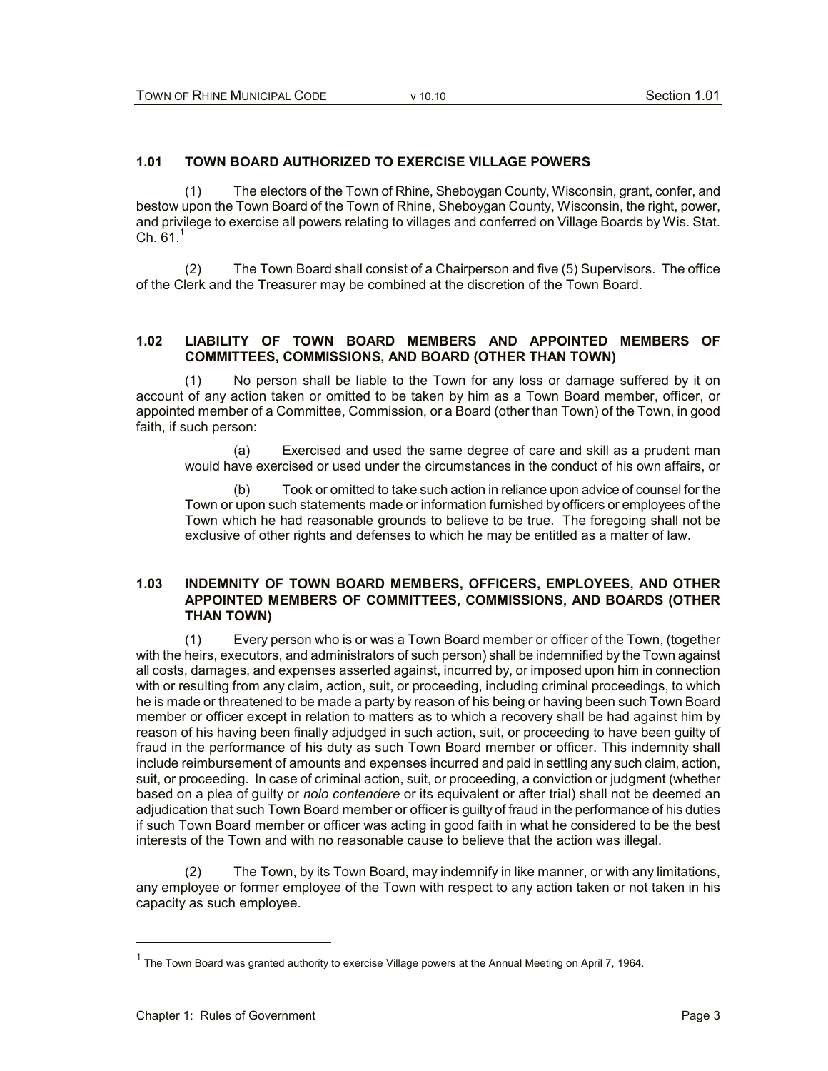### 1.01 TOWN BOARD AUTHORIZED TO EXERCISE VILLAGE POWERS

(1) The electors of the Town of Rhine, Sheboygan County, Wisconsin, grant, confer, and bestow upon the Town Board of the Town of Rhine, Sheboygan County, Wisconsin, the right, power, and privilege to exercise all powers relating to villages and conferred on Village Boards by Wis. Stat. Ch. 61.[1]

(2) The Town Board shall consist of a Chairperson and five (5) Supervisors. The office of the Clerk and the Treasurer may be combined at the discretion of the Town Board.

### 1.02 LIABILITY OF TOWN BOARD MEMBERS AND APPOINTED MEMBERS OF COMMITTEES, COMMISSIONS, AND BOARD (OTHER THAN TOWN)

(1) No person shall be liable to the Town for any loss or damage suffered by it on account of any action taken or omitted to be taken by him as a Town Board member, officer, or appointed member of a Committee, Commission, or a Board (other than Town) of the Town, in good faith, if such person:

(a) Exercised and used the same degree of care and skill as a prudent man would have exercised or used under the circumstances in the conduct of his own affairs, or

(b) Took or omitted to take such action in reliance upon advice of counsel for the Town or upon such statements made or information furnished by officers or employees of the Town which he had reasonable grounds to believe to be true. The foregoing shall not be exclusive of other rights and defenses to which he may be entitled as a matter of law.

### 1.03 INDEMNITY OF TOWN BOARD MEMBERS, OFFICERS, EMPLOYEES, AND OTHER APPOINTED MEMBERS OF COMMITTEES, COMMISSIONS, AND BOARDS (OTHER THAN TOWN)

(1) Every person who is or was a Town Board member or officer of the Town, (together with the heirs, executors, and administrators of such person) shall be indemnified by the Town against all costs, damages, and expenses asserted against, incurred by, or imposed upon him in connection with or resulting from any claim, action, suit, or proceeding, including criminal proceedings, to which he is made or threatened to be made a party by reason of his being or having been such Town Board member or officer except in relation to matters as to which a recovery shall be had against him by reason of his having been finally adjudged in such action, suit, or proceeding to have been guilty of fraud in the performance of his duty as such Town Board member or officer. This indemnity shall include reimbursement of amounts and expenses incurred and paid in settling any such claim, action, suit, or proceeding. In case of criminal action, suit, or proceeding, a conviction or judgment (whether based on a plea of guilty or *nolo contendere* or its equivalent or after trial) shall not be deemed an adjudication that such Town Board member or officer is guilty of fraud in the performance of his duties if such Town Board member or officer was acting in good faith in what he considered to be the best interests of the Town and with no reasonable cause to believe that the action was illegal.

(2) The Town, by its Town Board, may indemnify in like manner, or with any limitations, any employee or former employee of the Town with respect to any action taken or not taken in his capacity as such employee.

---

[1] The Town Board was granted authority to exercise Village powers at the Annual Meeting on April 7, 1964.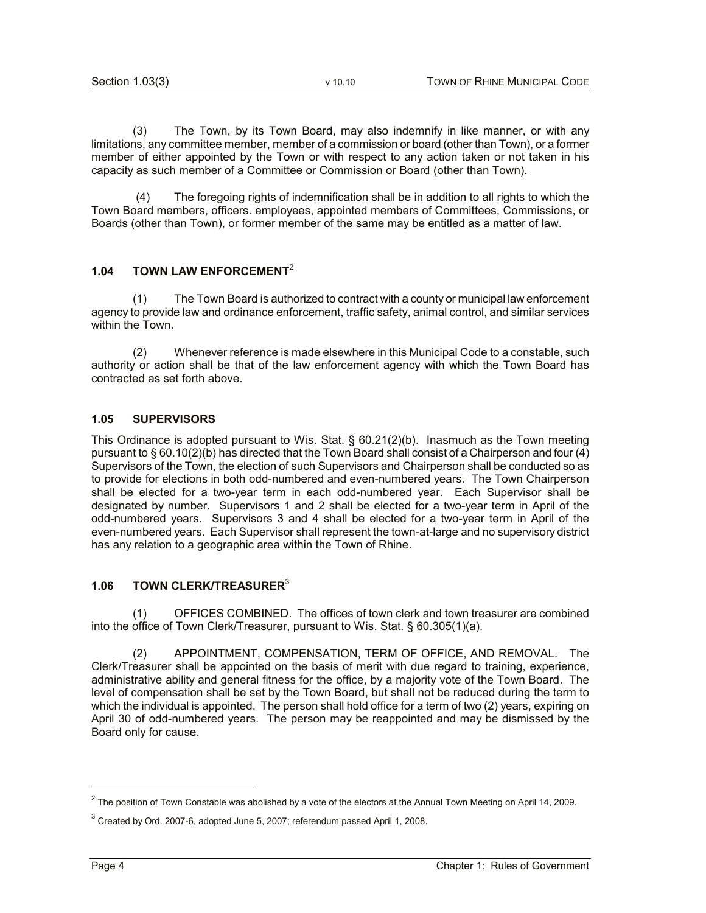(3) The Town, by its Town Board, may also indemnify in like manner, or with any limitations, any committee member, member of a commission or board (other than Town), or a former member of either appointed by the Town or with respect to any action taken or not taken in his capacity as such member of a Committee or Commission or Board (other than Town).

(4) The foregoing rights of indemnification shall be in addition to all rights to which the Town Board members, officers. employees, appointed members of Committees, Commissions, or Boards (other than Town), or former member of the same may be entitled as a matter of law.

## 1.04 TOWN LAW ENFORCEMENT[2]

(1) The Town Board is authorized to contract with a county or municipal law enforcement agency to provide law and ordinance enforcement, traffic safety, animal control, and similar services within the Town.

(2) Whenever reference is made elsewhere in this Municipal Code to a constable, such authority or action shall be that of the law enforcement agency with which the Town Board has contracted as set forth above.

## 1.05 SUPERVISORS

This Ordinance is adopted pursuant to Wis. Stat. § 60.21(2)(b). Inasmuch as the Town meeting pursuant to § 60.10(2)(b) has directed that the Town Board shall consist of a Chairperson and four (4) Supervisors of the Town, the election of such Supervisors and Chairperson shall be conducted so as to provide for elections in both odd-numbered and even-numbered years. The Town Chairperson shall be elected for a two-year term in each odd-numbered year. Each Supervisor shall be designated by number. Supervisors 1 and 2 shall be elected for a two-year term in April of the odd-numbered years. Supervisors 3 and 4 shall be elected for a two-year term in April of the even-numbered years. Each Supervisor shall represent the town-at-large and no supervisory district has any relation to a geographic area within the Town of Rhine.

## 1.06 TOWN CLERK/TREASURER[3]

(1) OFFICES COMBINED. The offices of town clerk and town treasurer are combined into the office of Town Clerk/Treasurer, pursuant to Wis. Stat. § 60.305(1)(a).

(2) APPOINTMENT, COMPENSATION, TERM OF OFFICE, AND REMOVAL. The Clerk/Treasurer shall be appointed on the basis of merit with due regard to training, experience, administrative ability and general fitness for the office, by a majority vote of the Town Board. The level of compensation shall be set by the Town Board, but shall not be reduced during the term to which the individual is appointed. The person shall hold office for a term of two (2) years, expiring on April 30 of odd-numbered years. The person may be reappointed and may be dismissed by the Board only for cause.

---

[2] The position of Town Constable was abolished by a vote of the electors at the Annual Town Meeting on April 14, 2009.

[3] Created by Ord. 2007-6, adopted June 5, 2007; referendum passed April 1, 2008.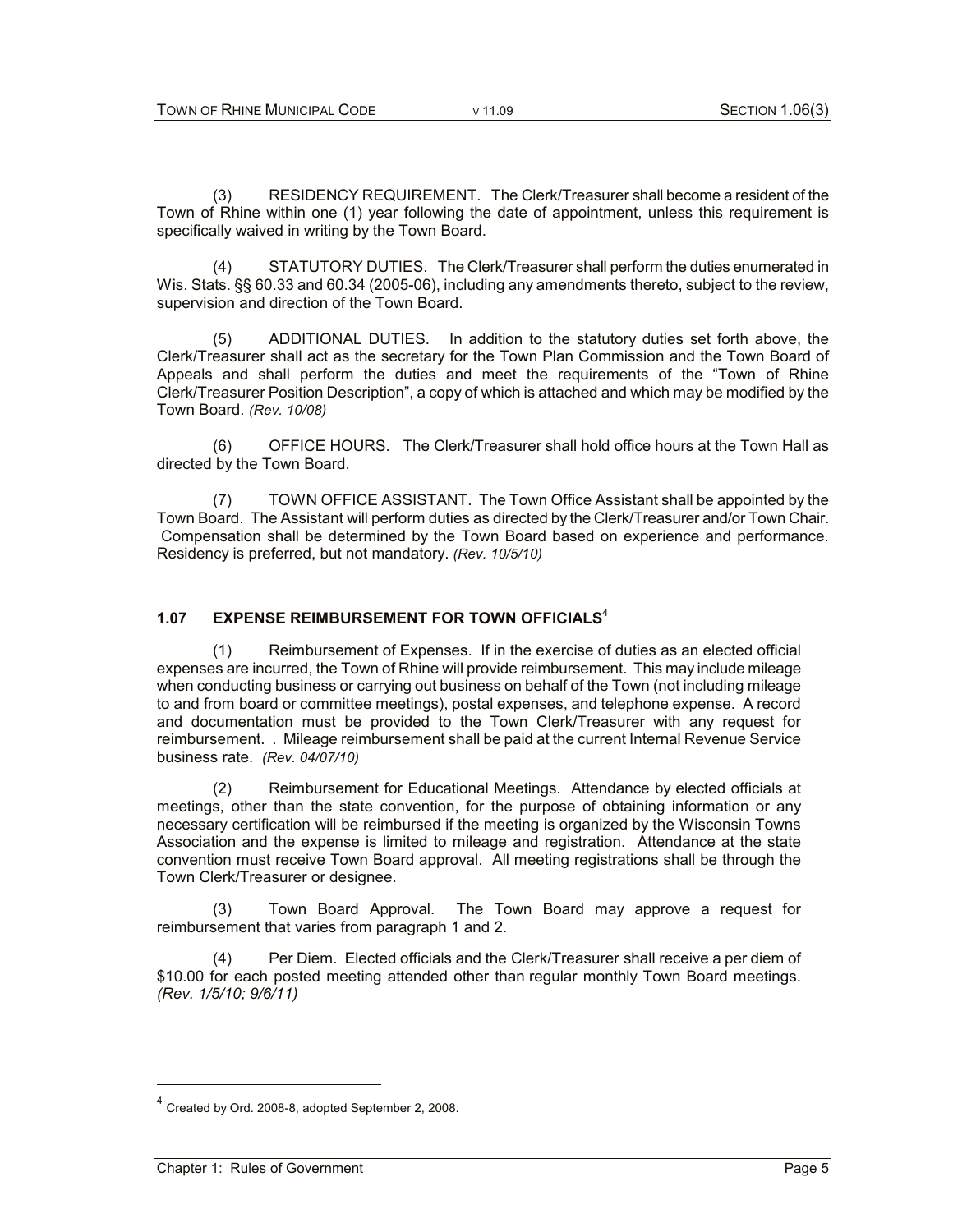(3) RESIDENCY REQUIREMENT. The Clerk/Treasurer shall become a resident of the Town of Rhine within one (1) year following the date of appointment, unless this requirement is specifically waived in writing by the Town Board.

(4) STATUTORY DUTIES. The Clerk/Treasurer shall perform the duties enumerated in Wis. Stats. §§ 60.33 and 60.34 (2005-06), including any amendments thereto, subject to the review, supervision and direction of the Town Board.

(5) ADDITIONAL DUTIES. In addition to the statutory duties set forth above, the Clerk/Treasurer shall act as the secretary for the Town Plan Commission and the Town Board of Appeals and shall perform the duties and meet the requirements of the "Town of Rhine Clerk/Treasurer Position Description", a copy of which is attached and which may be modified by the Town Board. *(Rev. 10/08)*

(6) OFFICE HOURS. The Clerk/Treasurer shall hold office hours at the Town Hall as directed by the Town Board.

(7) TOWN OFFICE ASSISTANT. The Town Office Assistant shall be appointed by the Town Board. The Assistant will perform duties as directed by the Clerk/Treasurer and/or Town Chair. Compensation shall be determined by the Town Board based on experience and performance. Residency is preferred, but not mandatory. *(Rev. 10/5/10)*

## 1.07 EXPENSE REIMBURSEMENT FOR TOWN OFFICIALS[4]

(1) Reimbursement of Expenses. If in the exercise of duties as an elected official expenses are incurred, the Town of Rhine will provide reimbursement. This may include mileage when conducting business or carrying out business on behalf of the Town (not including mileage to and from board or committee meetings), postal expenses, and telephone expense. A record and documentation must be provided to the Town Clerk/Treasurer with any request for reimbursement. . Mileage reimbursement shall be paid at the current Internal Revenue Service business rate. *(Rev. 04/07/10)*

(2) Reimbursement for Educational Meetings. Attendance by elected officials at meetings, other than the state convention, for the purpose of obtaining information or any necessary certification will be reimbursed if the meeting is organized by the Wisconsin Towns Association and the expense is limited to mileage and registration. Attendance at the state convention must receive Town Board approval. All meeting registrations shall be through the Town Clerk/Treasurer or designee.

(3) Town Board Approval. The Town Board may approve a request for reimbursement that varies from paragraph 1 and 2.

(4) Per Diem. Elected officials and the Clerk/Treasurer shall receive a per diem of $10.00 for each posted meeting attended other than regular monthly Town Board meetings. *(Rev. 1/5/10; 9/6/11)*

---

[4] Created by Ord. 2008-8, adopted September 2, 2008.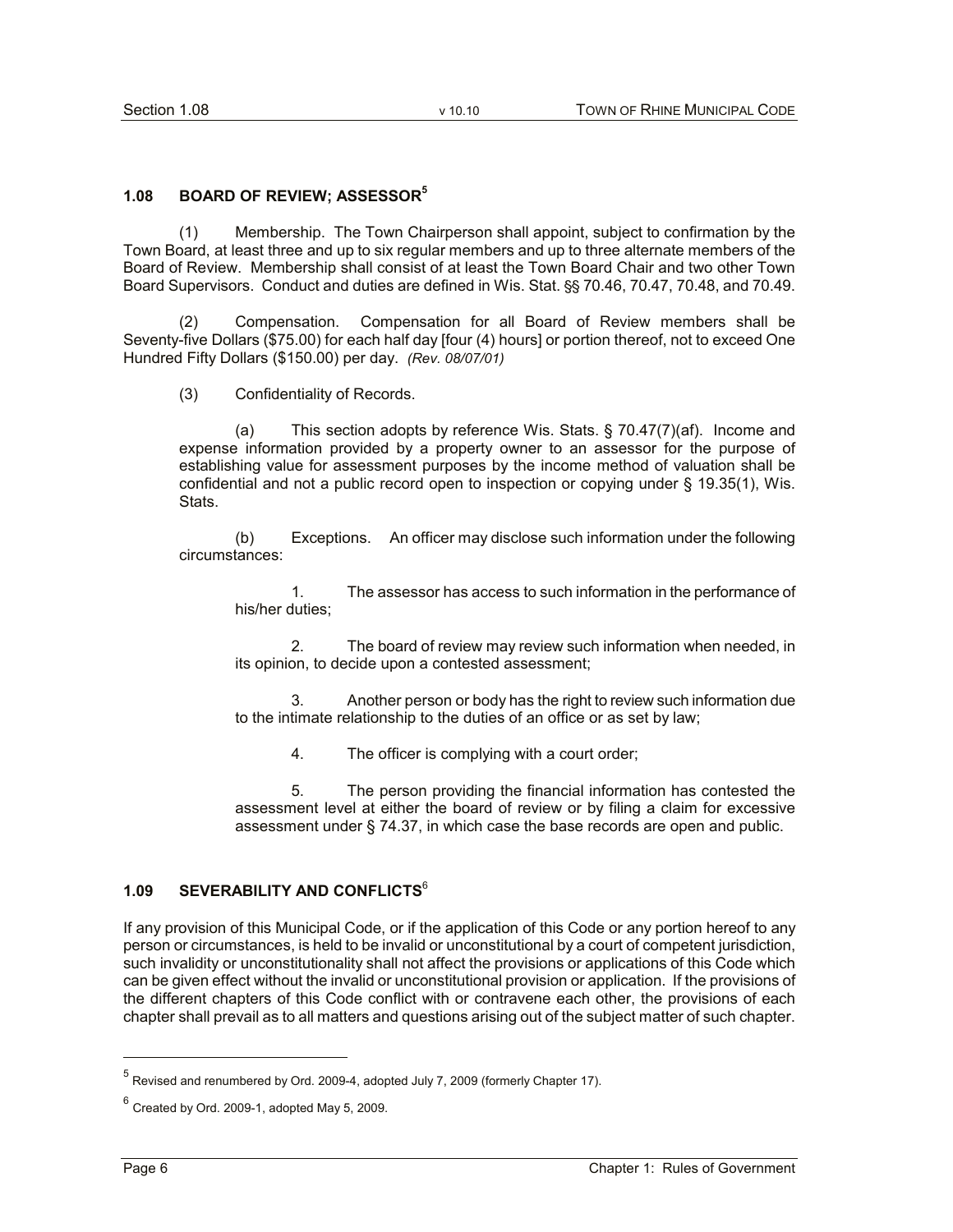## 1.08 BOARD OF REVIEW; ASSESSOR[5]

(1) Membership. The Town Chairperson shall appoint, subject to confirmation by the Town Board, at least three and up to six regular members and up to three alternate members of the Board of Review. Membership shall consist of at least the Town Board Chair and two other Town Board Supervisors. Conduct and duties are defined in Wis. Stat. §§ 70.46, 70.47, 70.48, and 70.49.

(2) Compensation. Compensation for all Board of Review members shall be Seventy-five Dollars ($75.00) for each half day [four (4) hours] or portion thereof, not to exceed One Hundred Fifty Dollars ($150.00) per day. *(Rev. 08/07/01)*

(3) Confidentiality of Records.

(a) This section adopts by reference Wis. Stats. § 70.47(7)(af). Income and expense information provided by a property owner to an assessor for the purpose of establishing value for assessment purposes by the income method of valuation shall be confidential and not a public record open to inspection or copying under § 19.35(1), Wis. Stats.

(b) Exceptions. An officer may disclose such information under the following circumstances:

1. The assessor has access to such information in the performance of his/her duties;

2. The board of review may review such information when needed, in its opinion, to decide upon a contested assessment;

3. Another person or body has the right to review such information due to the intimate relationship to the duties of an office or as set by law;

4. The officer is complying with a court order;

5. The person providing the financial information has contested the assessment level at either the board of review or by filing a claim for excessive assessment under § 74.37, in which case the base records are open and public.

## 1.09 SEVERABILITY AND CONFLICTS[6]

If any provision of this Municipal Code, or if the application of this Code or any portion hereof to any person or circumstances, is held to be invalid or unconstitutional by a court of competent jurisdiction, such invalidity or unconstitutionality shall not affect the provisions or applications of this Code which can be given effect without the invalid or unconstitutional provision or application. If the provisions of the different chapters of this Code conflict with or contravene each other, the provisions of each chapter shall prevail as to all matters and questions arising out of the subject matter of such chapter.

---

[5] Revised and renumbered by Ord. 2009-4, adopted July 7, 2009 (formerly Chapter 17).

[6] Created by Ord. 2009-1, adopted May 5, 2009.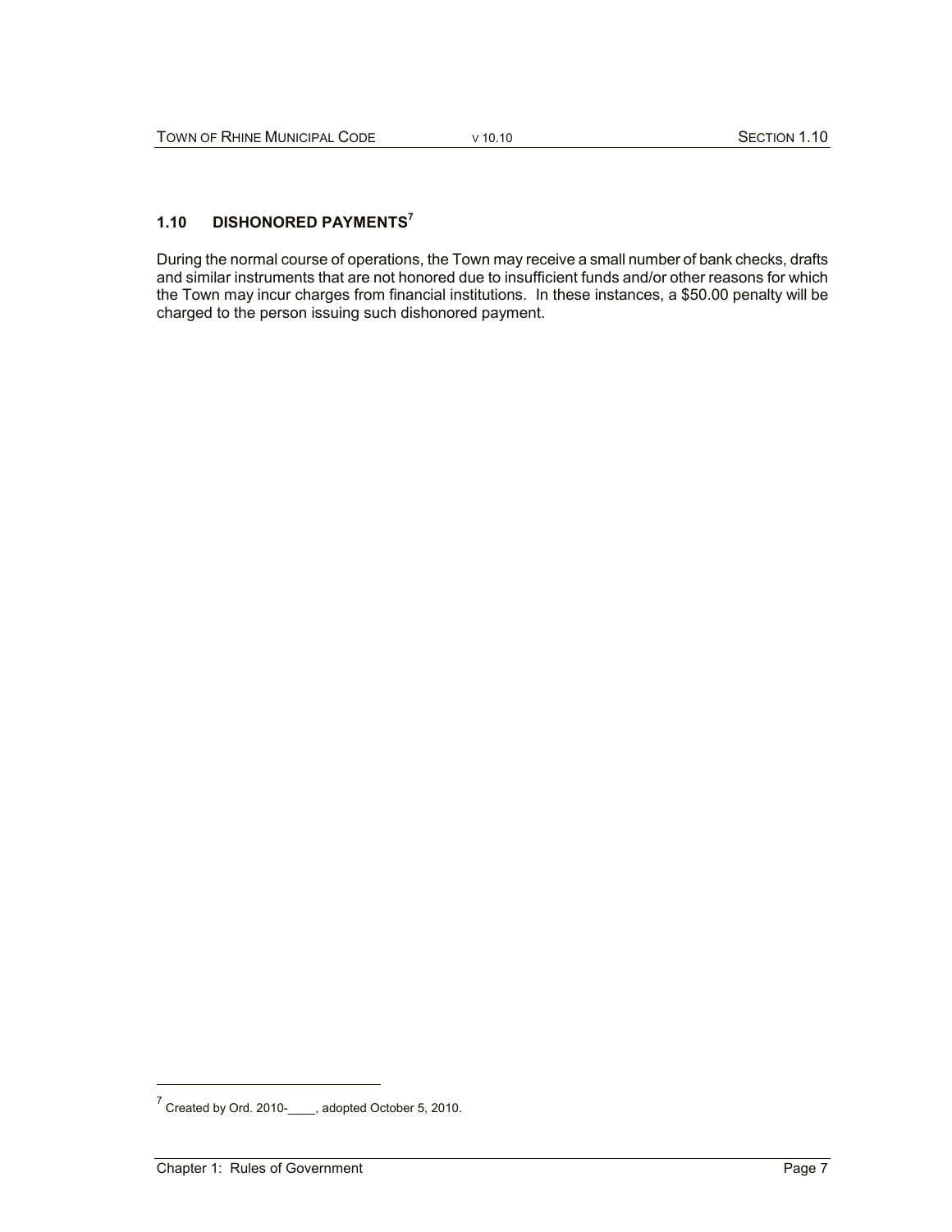## 1.10 DISHONORED PAYMENTS[7]

During the normal course of operations, the Town may receive a small number of bank checks, drafts and similar instruments that are not honored due to insufficient funds and/or other reasons for which the Town may incur charges from financial institutions. In these instances, a $50.00 penalty will be charged to the person issuing such dishonored payment.

[7] Created by Ord. 2010-____, adopted October 5, 2010.